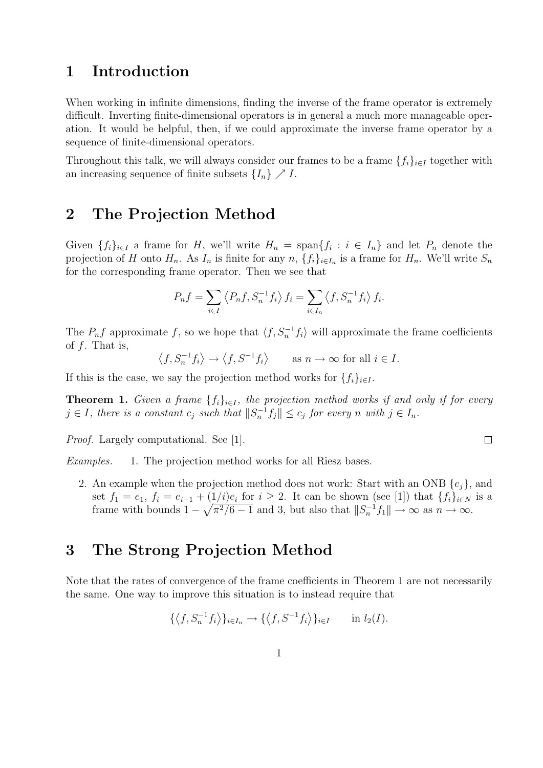# 1 Introduction

When working in infinite dimensions, finding the inverse of the frame operator is extremely difficult. Inverting finite-dimensional operators is in general a much more manageable operation. It would be helpful, then, if we could approximate the inverse frame operator by a sequence of finite-dimensional operators.

Throughout this talk, we will always consider our frames to be a frame $\{f_i\}_{i\in I}$ together with an increasing sequence of finite subsets $\{I_n\} \nearrow I$.

# 2 The Projection Method

Given $\{f_i\}_{i\in I}$ a frame for $H$, we'll write $H_n = \operatorname{span}\{f_i : i \in I_n\}$ and let $P_n$ denote the projection of $H$ onto $H_n$. As $I_n$ is finite for any $n$, $\{f_i\}_{i\in I_n}$ is a frame for $H_n$. We'll write $S_n$ for the corresponding frame operator. Then we see that

$$P_n f = \sum_{i\in I} \left\langle P_n f, S_n^{-1} f_i \right\rangle f_i = \sum_{i\in I_n} \left\langle f, S_n^{-1} f_i \right\rangle f_i.$$

The $P_n f$ approximate $f$, so we hope that $\langle f, S_n^{-1} f_i\rangle$ will approximate the frame coefficients of $f$. That is,

$$\left\langle f, S_n^{-1} f_i \right\rangle \to \left\langle f, S^{-1} f_i \right\rangle \qquad \text{as } n \to \infty \text{ for all } i \in I.$$

If this is the case, we say the projection method works for $\{f_i\}_{i\in I}$.

**Theorem 1.** *Given a frame $\{f_i\}_{i\in I}$, the projection method works if and only if for every $j \in I$, there is a constant $c_j$ such that $\|S_n^{-1} f_j\| \leq c_j$ for every $n$ with $j \in I_n$.*

*Proof.* Largely computational. See [1]. □

*Examples.*

1. The projection method works for all Riesz bases.
2. An example when the projection method does not work: Start with an ONB $\{e_j\}$, and set $f_1 = e_1$, $f_i = e_{i-1} + (1/i)e_i$ for $i \geq 2$. It can be shown (see [1]) that $\{f_i\}_{i\in N}$ is a frame with bounds $1 - \sqrt{\pi^2/6 - 1}$ and 3, but also that $\|S_n^{-1} f_1\| \to \infty$ as $n \to \infty$.

# 3 The Strong Projection Method

Note that the rates of convergence of the frame coefficients in Theorem 1 are not necessarily the same. One way to improve this situation is to instead require that

$$\{\left\langle f, S_n^{-1} f_i \right\rangle\}_{i\in I_n} \to \{\left\langle f, S^{-1} f_i \right\rangle\}_{i\in I} \qquad \text{in } l_2(I).$$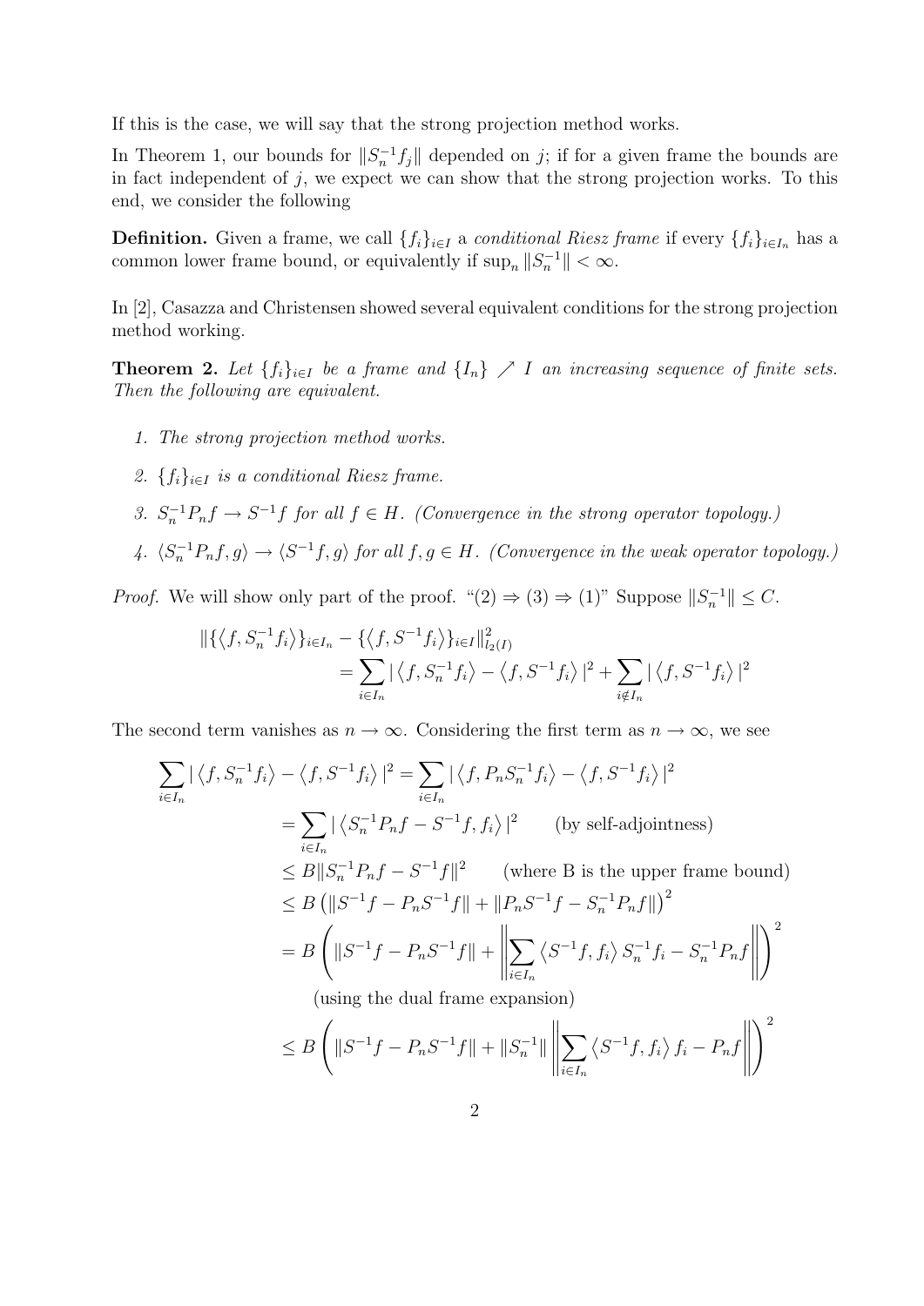If this is the case, we will say that the strong projection method works.

In Theorem 1, our bounds for $\|S_n^{-1} f_j\|$ depended on $j$; if for a given frame the bounds are in fact independent of $j$, we expect we can show that the strong projection works. To this end, we consider the following

**Definition.** Given a frame, we call $\{f_i\}_{i\in I}$ a *conditional Riesz frame* if every $\{f_i\}_{i\in I_n}$ has a common lower frame bound, or equivalently if $\sup_n \|S_n^{-1}\| < \infty$.

In [2], Casazza and Christensen showed several equivalent conditions for the strong projection method working.

**Theorem 2.** *Let $\{f_i\}_{i\in I}$ be a frame and $\{I_n\} \nearrow I$ an increasing sequence of finite sets. Then the following are equivalent.*

1. *The strong projection method works.*
2. *$\{f_i\}_{i\in I}$ is a conditional Riesz frame.*
3. *$S_n^{-1} P_n f \to S^{-1} f$ for all $f \in H$. (Convergence in the strong operator topology.)*
4. *$\langle S_n^{-1} P_n f, g\rangle \to \langle S^{-1} f, g\rangle$ for all $f, g \in H$. (Convergence in the weak operator topology.)*

*Proof.* We will show only part of the proof. "(2) $\Rightarrow$ (3) $\Rightarrow$ (1)" Suppose $\|S_n^{-1}\| \le C$.

$$\|\{\langle f, S_n^{-1} f_i\rangle\}_{i\in I_n} - \{\langle f, S^{-1} f_i\rangle\}_{i\in I}\|^2_{l_2(I)} = \sum_{i\in I_n} |\langle f, S_n^{-1} f_i\rangle - \langle f, S^{-1} f_i\rangle|^2 + \sum_{i\notin I_n} |\langle f, S^{-1} f_i\rangle|^2$$

The second term vanishes as $n \to \infty$. Considering the first term as $n \to \infty$, we see

$$\begin{aligned}
\sum_{i\in I_n} |\langle f, S_n^{-1} f_i\rangle - \langle f, S^{-1} f_i\rangle|^2 &= \sum_{i\in I_n} |\langle f, P_n S_n^{-1} f_i\rangle - \langle f, S^{-1} f_i\rangle|^2 \\
&= \sum_{i\in I_n} |\langle S_n^{-1} P_n f - S^{-1} f, f_i\rangle|^2 \qquad \text{(by self-adjointness)} \\
&\le B\|S_n^{-1} P_n f - S^{-1} f\|^2 \qquad \text{(where B is the upper frame bound)} \\
&\le B\left(\|S^{-1} f - P_n S^{-1} f\| + \|P_n S^{-1} f - S_n^{-1} P_n f\|\right)^2 \\
&= B\left(\|S^{-1} f - P_n S^{-1} f\| + \left\|\sum_{i\in I_n} \langle S^{-1} f, f_i\rangle S_n^{-1} f_i - S_n^{-1} P_n f\right\|\right)^2 \\
&\qquad \text{(using the dual frame expansion)} \\
&\le B\left(\|S^{-1} f - P_n S^{-1} f\| + \|S_n^{-1}\| \left\|\sum_{i\in I_n} \langle S^{-1} f, f_i\rangle f_i - P_n f\right\|\right)^2
\end{aligned}$$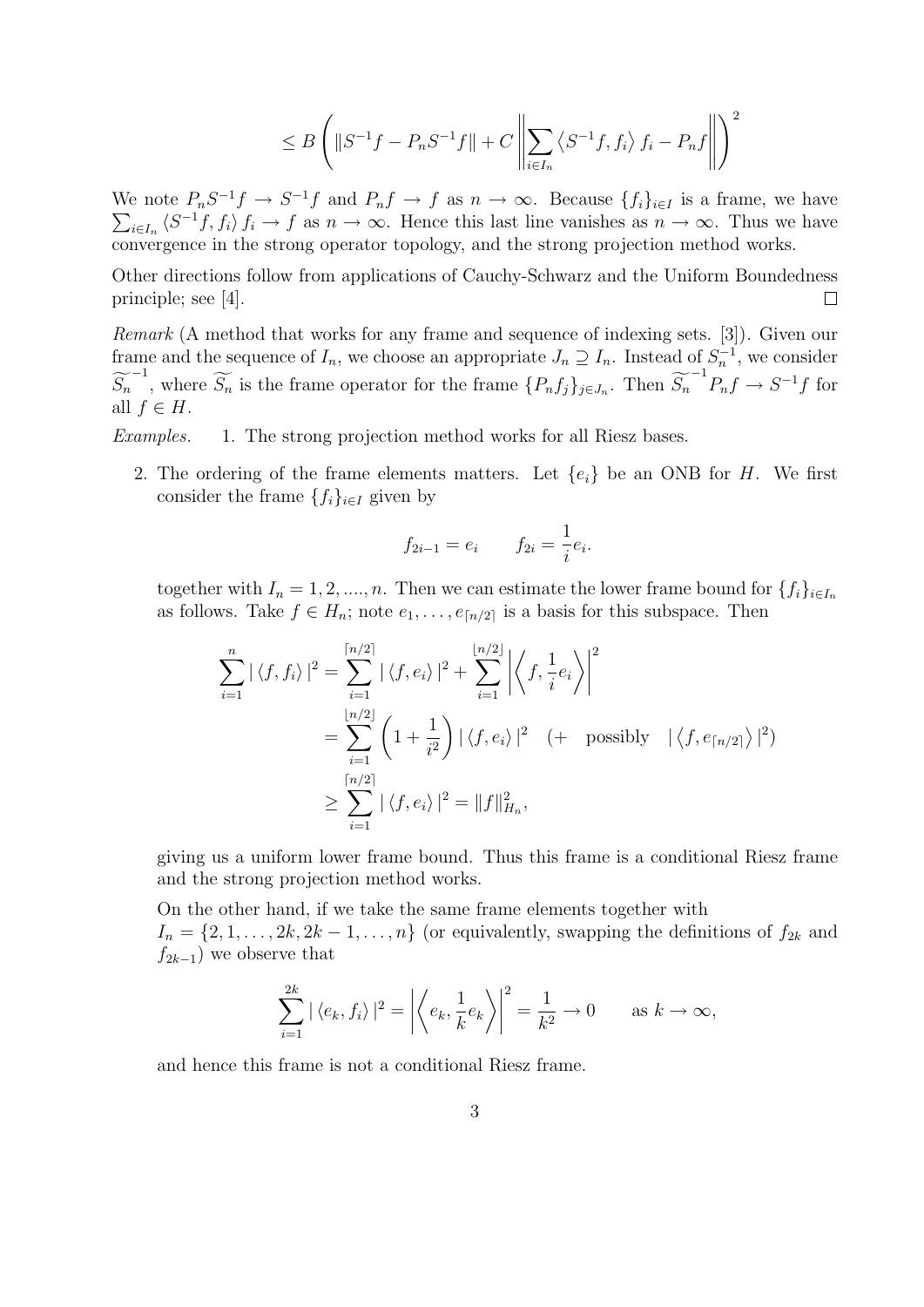$$\leq B\left(\|S^{-1}f - P_n S^{-1}f\| + C\left\|\sum_{i\in I_n}\left\langle S^{-1}f, f_i\right\rangle f_i - P_n f\right\|\right)^2$$

We note $P_n S^{-1}f \to S^{-1}f$ and $P_n f \to f$ as $n \to \infty$. Because $\{f_i\}_{i\in I}$ is a frame, we have $\sum_{i\in I_n}\langle S^{-1}f, f_i\rangle f_i \to f$ as $n \to \infty$. Hence this last line vanishes as $n \to \infty$. Thus we have convergence in the strong operator topology, and the strong projection method works.

Other directions follow from applications of Cauchy-Schwarz and the Uniform Boundedness principle; see [4]. □

*Remark* (A method that works for any frame and sequence of indexing sets. [3]). Given our frame and the sequence of $I_n$, we choose an appropriate $J_n \supseteq I_n$. Instead of $S_n^{-1}$, we consider $\widetilde{S_n}^{-1}$, where $\widetilde{S_n}$ is the frame operator for the frame $\{P_n f_j\}_{j\in J_n}$. Then $\widetilde{S_n}^{-1}P_n f \to S^{-1}f$ for all $f \in H$.

*Examples.*

1. The strong projection method works for all Riesz bases.
2. The ordering of the frame elements matters. Let $\{e_i\}$ be an ONB for $H$. We first consider the frame $\{f_i\}_{i\in I}$ given by

$$f_{2i-1} = e_i \qquad f_{2i} = \frac{1}{i}e_i.$$

together with $I_n = 1, 2, ...., n$. Then we can estimate the lower frame bound for $\{f_i\}_{i\in I_n}$ as follows. Take $f \in H_n$; note $e_1, \ldots, e_{\lceil n/2\rceil}$ is a basis for this subspace. Then

$$\begin{aligned}
\sum_{i=1}^{n} |\langle f, f_i\rangle|^2 &= \sum_{i=1}^{\lceil n/2\rceil} |\langle f, e_i\rangle|^2 + \sum_{i=1}^{\lfloor n/2\rfloor}\left|\left\langle f, \frac{1}{i}e_i\right\rangle\right|^2 \\
&= \sum_{i=1}^{\lfloor n/2\rfloor}\left(1 + \frac{1}{i^2}\right)|\langle f, e_i\rangle|^2 \quad (+ \quad \text{possibly} \quad |\langle f, e_{\lceil n/2\rceil}\rangle|^2) \\
&\geq \sum_{i=1}^{\lceil n/2\rceil} |\langle f, e_i\rangle|^2 = \|f\|_{H_n}^2,
\end{aligned}$$

giving us a uniform lower frame bound. Thus this frame is a conditional Riesz frame and the strong projection method works.

On the other hand, if we take the same frame elements together with $I_n = \{2, 1, \ldots, 2k, 2k-1, \ldots, n\}$ (or equivalently, swapping the definitions of $f_{2k}$ and $f_{2k-1}$) we observe that

$$\sum_{i=1}^{2k} |\langle e_k, f_i\rangle|^2 = \left|\left\langle e_k, \frac{1}{k}e_k\right\rangle\right|^2 = \frac{1}{k^2} \to 0 \qquad \text{as } k \to \infty,$$

and hence this frame is not a conditional Riesz frame.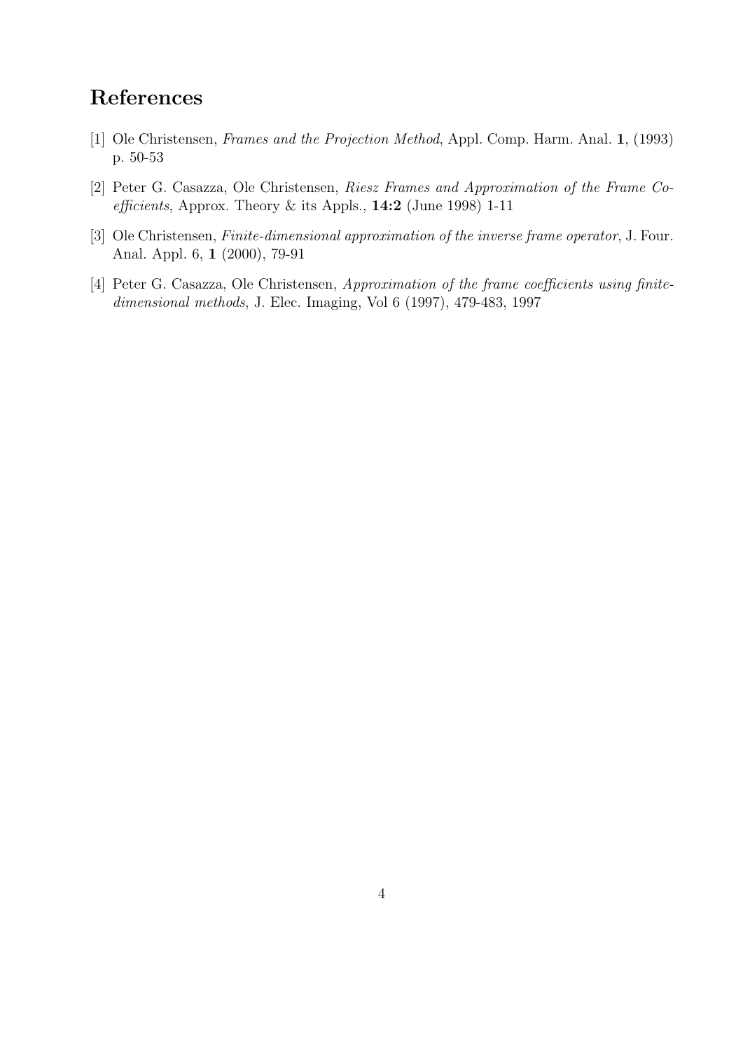## References

[1] Ole Christensen, *Frames and the Projection Method*, Appl. Comp. Harm. Anal. **1**, (1993) p. 50-53

[2] Peter G. Casazza, Ole Christensen, *Riesz Frames and Approximation of the Frame Coefficients*, Approx. Theory & its Appls., **14:2** (June 1998) 1-11

[3] Ole Christensen, *Finite-dimensional approximation of the inverse frame operator*, J. Four. Anal. Appl. 6, **1** (2000), 79-91

[4] Peter G. Casazza, Ole Christensen, *Approximation of the frame coefficients using finite-dimensional methods*, J. Elec. Imaging, Vol 6 (1997), 479-483, 1997